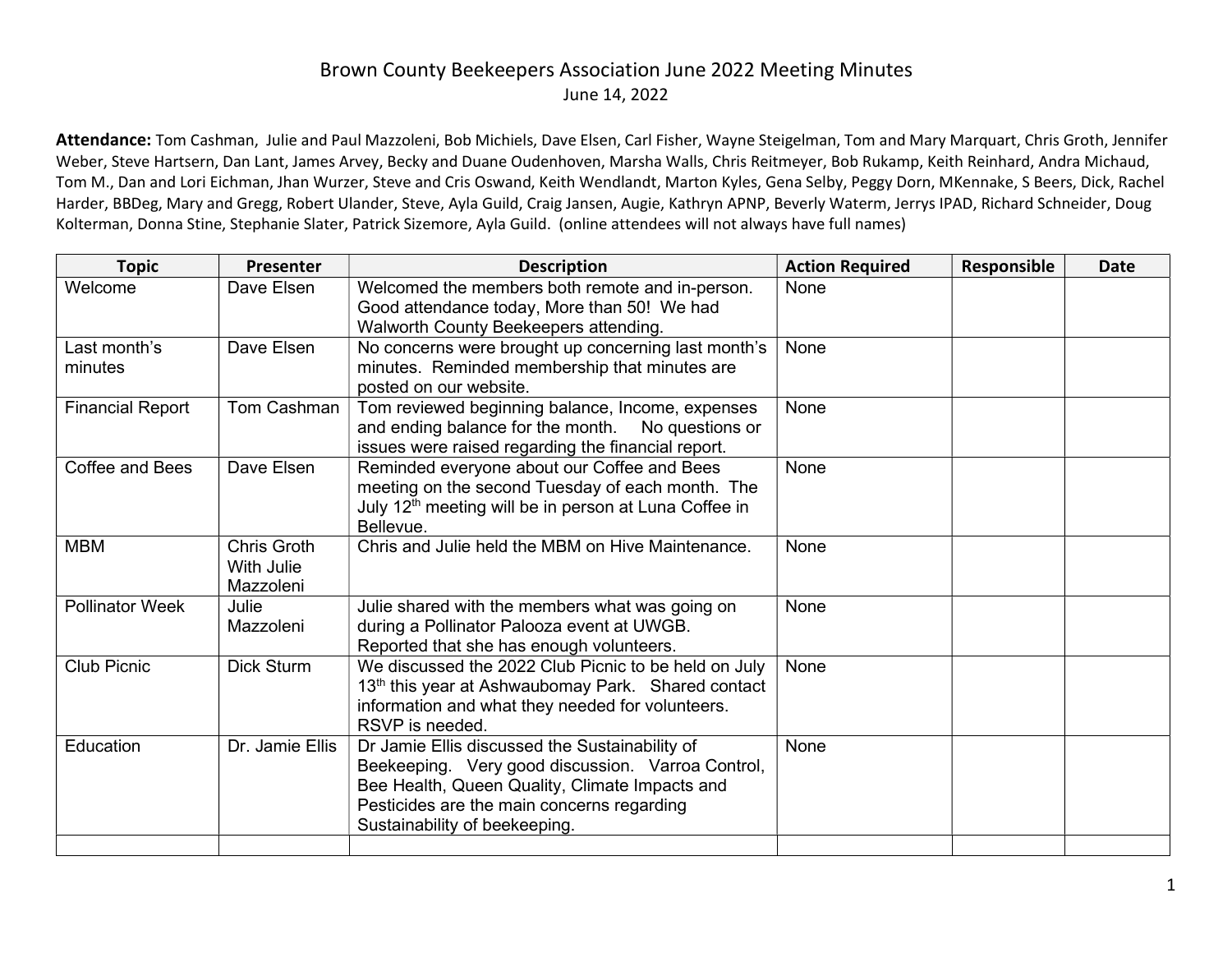# Brown County Beekeepers Association June 2022 Meeting Minutes

June 14, 2022

**Attendance:** Tom Cashman, Julie and Paul Mazzoleni, Bob Michiels, Dave Elsen, Carl Fisher, Wayne Steigelman, Tom and Mary Marquart, Chris Groth, Jennifer Weber, Steve Hartsern, Dan Lant, James Arvey, Becky and Duane Oudenhoven, Marsha Walls, Chris Reitmeyer, Bob Rukamp, Keith Reinhard, Andra Michaud, Tom M., Dan and Lori Eichman, Jhan Wurzer, Steve and Cris Oswand, Keith Wendlandt, Marton Kyles, Gena Selby, Peggy Dorn, MKennake, S Beers, Dick, Rachel Harder, BBDeg, Mary and Gregg, Robert Ulander, Steve, Ayla Guild, Craig Jansen, Augie, Kathryn APNP, Beverly Waterm, Jerrys IPAD, Richard Schneider, Doug Kolterman, Donna Stine, Stephanie Slater, Patrick Sizemore, Ayla Guild. (online attendees will not always have full names)

| Topic | Presenter | Description | Action Required | Responsible | Date |
|---|---|---|---|---|---|
| Welcome | Dave Elsen | Welcomed the members both remote and in-person. Good attendance today, More than 50! We had Walworth County Beekeepers attending. | None | | |
| Last month's minutes | Dave Elsen | No concerns were brought up concerning last month's minutes. Reminded membership that minutes are posted on our website. | None | | |
| Financial Report | Tom Cashman | Tom reviewed beginning balance, Income, expenses and ending balance for the month. No questions or issues were raised regarding the financial report. | None | | |
| Coffee and Bees | Dave Elsen | Reminded everyone about our Coffee and Bees meeting on the second Tuesday of each month. The July 12th meeting will be in person at Luna Coffee in Bellevue. | None | | |
| MBM | Chris Groth With Julie Mazzoleni | Chris and Julie held the MBM on Hive Maintenance. | None | | |
| Pollinator Week | Julie Mazzoleni | Julie shared with the members what was going on during a Pollinator Palooza event at UWGB. Reported that she has enough volunteers. | None | | |
| Club Picnic | Dick Sturm | We discussed the 2022 Club Picnic to be held on July 13th this year at Ashwaubomay Park. Shared contact information and what they needed for volunteers. RSVP is needed. | None | | |
| Education | Dr. Jamie Ellis | Dr Jamie Ellis discussed the Sustainability of Beekeeping. Very good discussion. Varroa Control, Bee Health, Queen Quality, Climate Impacts and Pesticides are the main concerns regarding Sustainability of beekeeping. | None | | |
| | | | | | |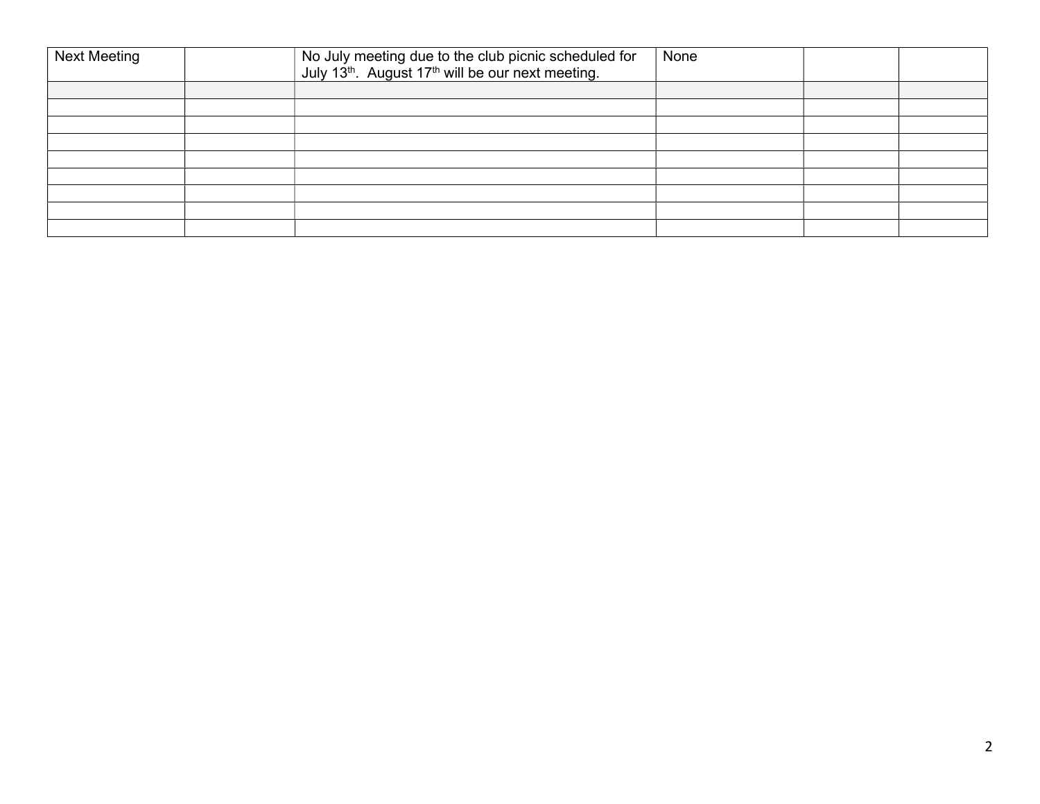| | | | | | |
|---|---|---|---|---|---|
| Next Meeting | | No July meeting due to the club picnic scheduled for July 13th. August 17th will be our next meeting. | None | | |
| | | | | | |
| | | | | | |
| | | | | | |
| | | | | | |
| | | | | | |
| | | | | | |
| | | | | | |
| | | | | | |
| | | | | | |